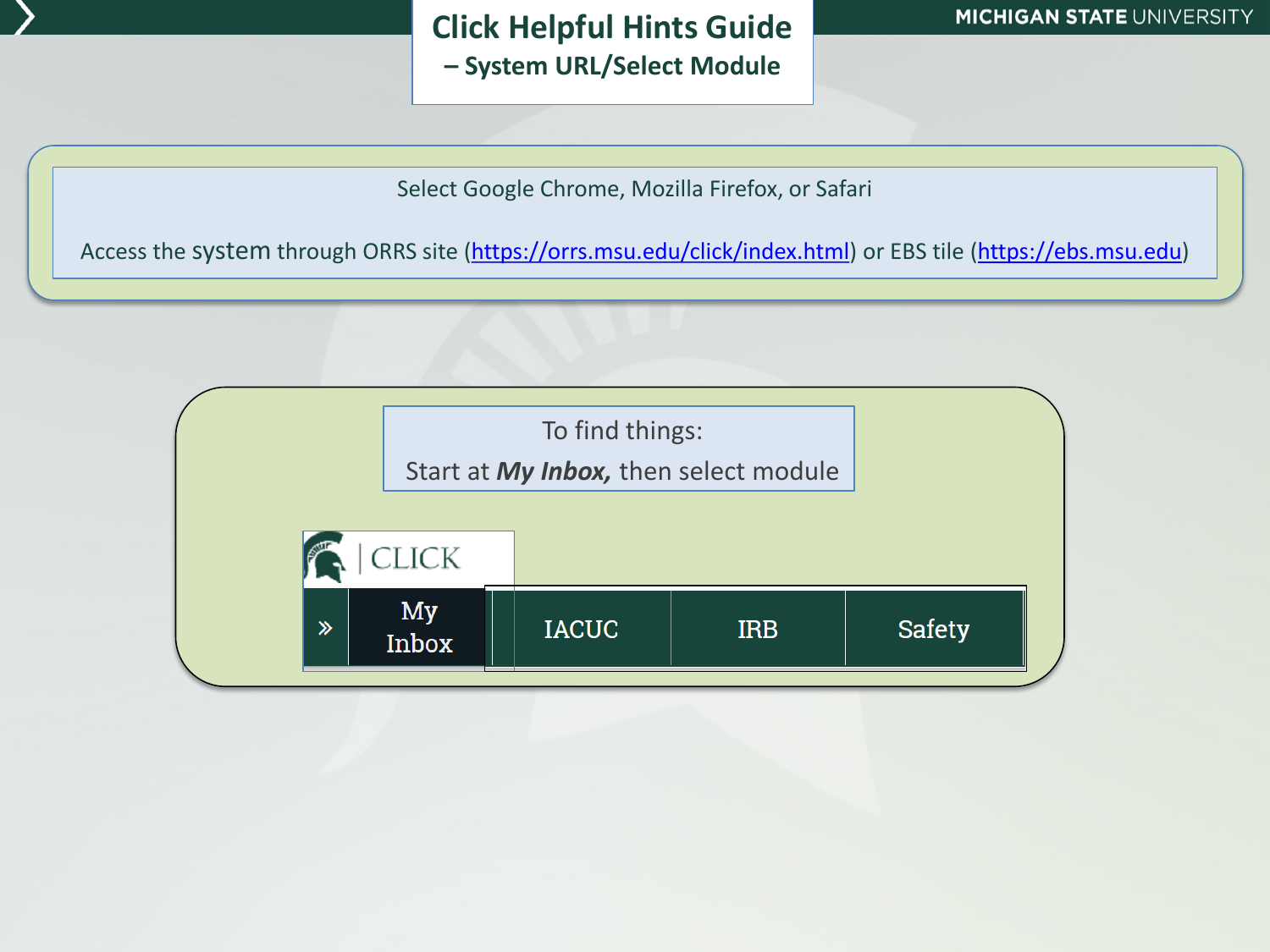# Click Helpful Hints Guide
## – System URL/Select Module

Select Google Chrome, Mozilla Firefox, or Safari

Access the system through ORRS site (https://orrs.msu.edu/click/index.html) or EBS tile (https://ebs.msu.edu)

To find things:
Start at ***My Inbox,*** then select module

| CLICK | | | |
|---|---|---|---|
| My Inbox | IACUC | IRB | Safety |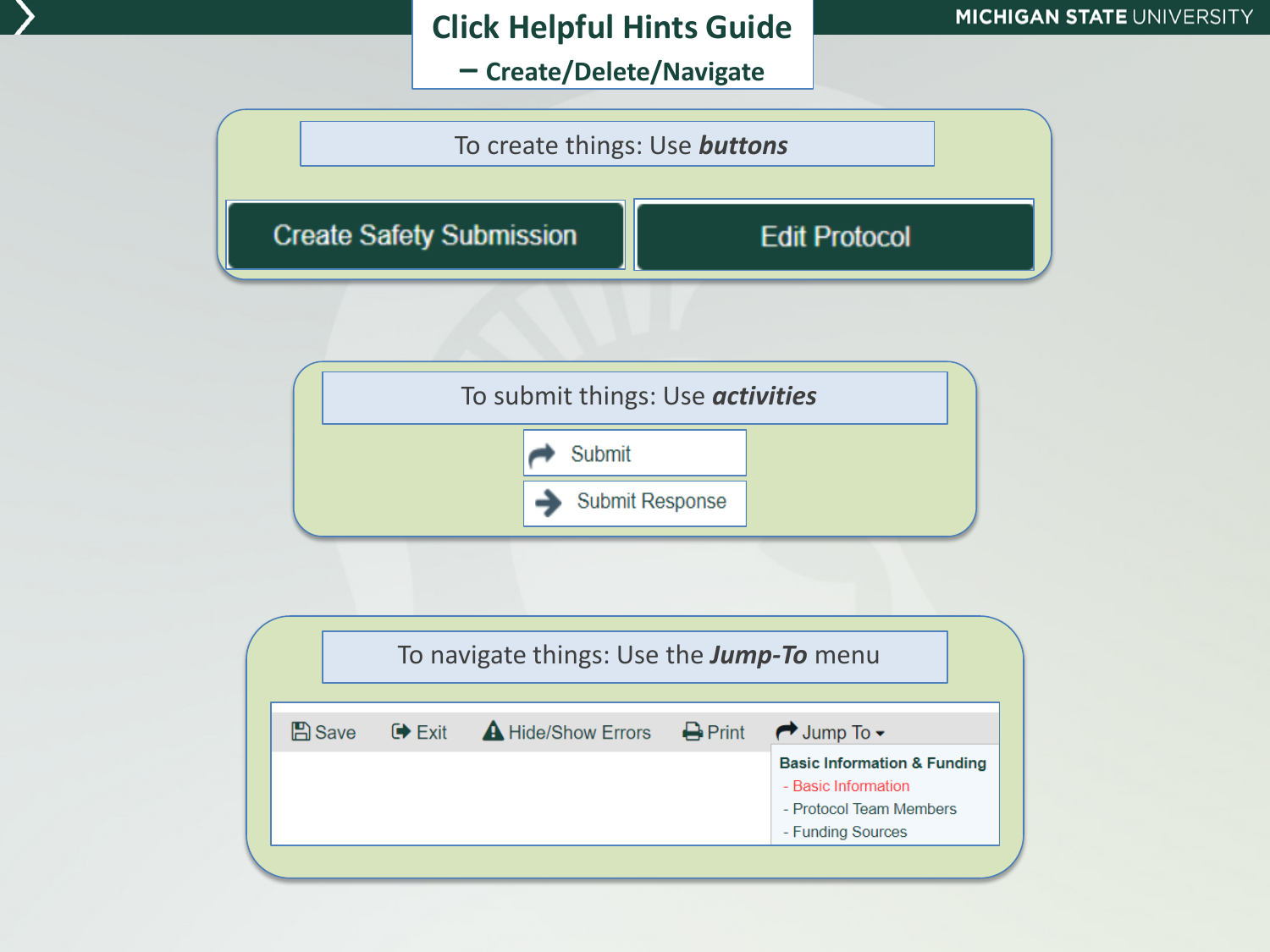# Click Helpful Hints Guide

## – Create/Delete/Navigate

To create things: Use ***buttons***

Create Safety Submission

Edit Protocol

To submit things: Use ***activities***

Submit

Submit Response

To navigate things: Use the ***Jump-To*** menu

Save | Exit | Hide/Show Errors | Print | Jump To

**Basic Information & Funding**

- Basic Information
- Protocol Team Members
- Funding Sources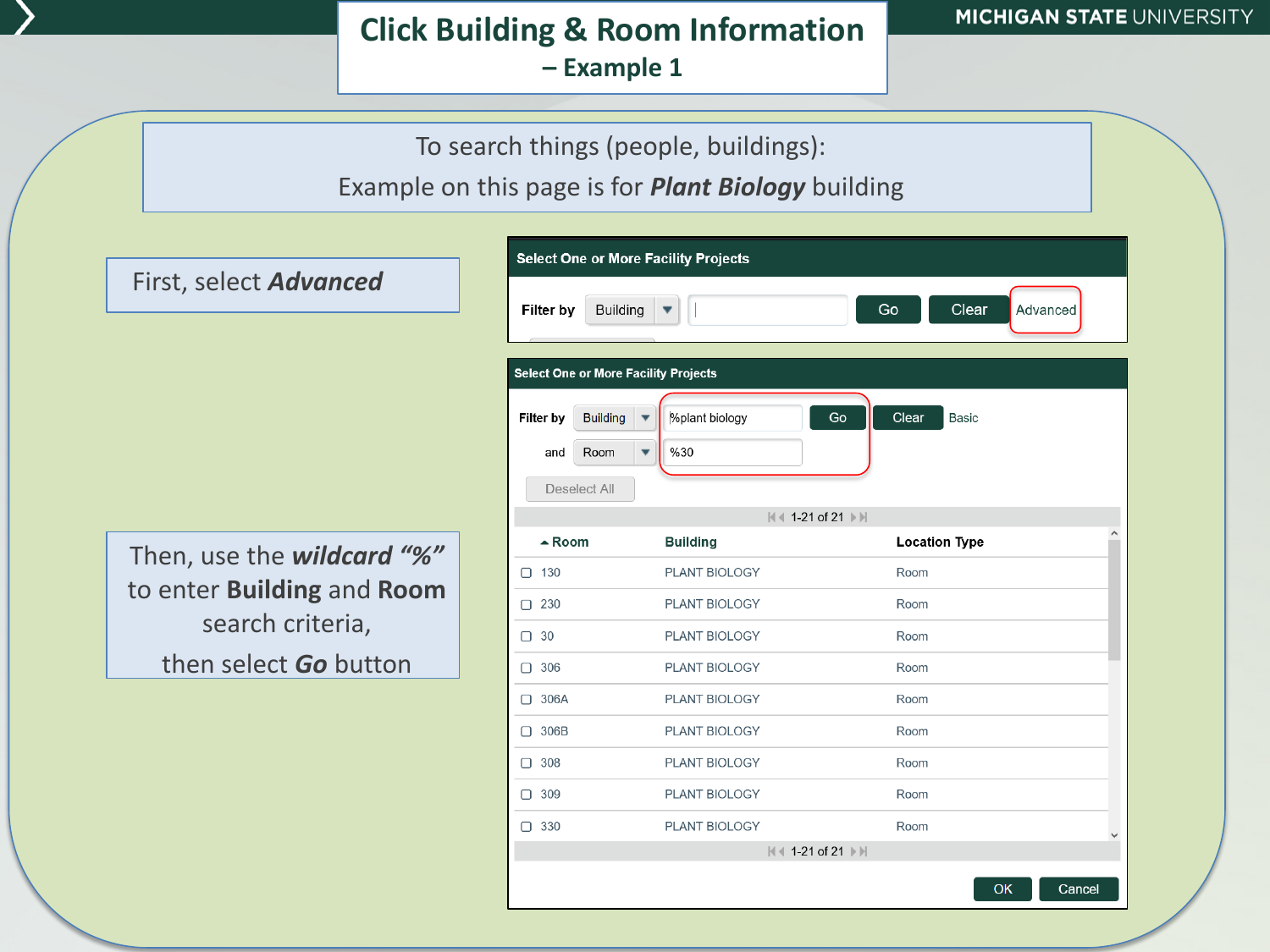# Click Building & Room Information – Example 1

To search things (people, buildings):
Example on this page is for ***Plant Biology*** building

First, select ***Advanced***

**Select One or More Facility Projects**

Filter by: Building | Go | Clear | Advanced

Then, use the ***wildcard "%"*** to enter **Building** and **Room** search criteria, then select ***Go*** button

**Select One or More Facility Projects**

Filter by: Building — %plant biology | Go | Clear | Basic

and: Room — %30

Deselect All

1-21 of 21

| Room | Building | Location Type |
|---|---|---|
| 130 | PLANT BIOLOGY | Room |
| 230 | PLANT BIOLOGY | Room |
| 30 | PLANT BIOLOGY | Room |
| 306 | PLANT BIOLOGY | Room |
| 306A | PLANT BIOLOGY | Room |
| 306B | PLANT BIOLOGY | Room |
| 308 | PLANT BIOLOGY | Room |
| 309 | PLANT BIOLOGY | Room |
| 330 | PLANT BIOLOGY | Room |

1-21 of 21

OK | Cancel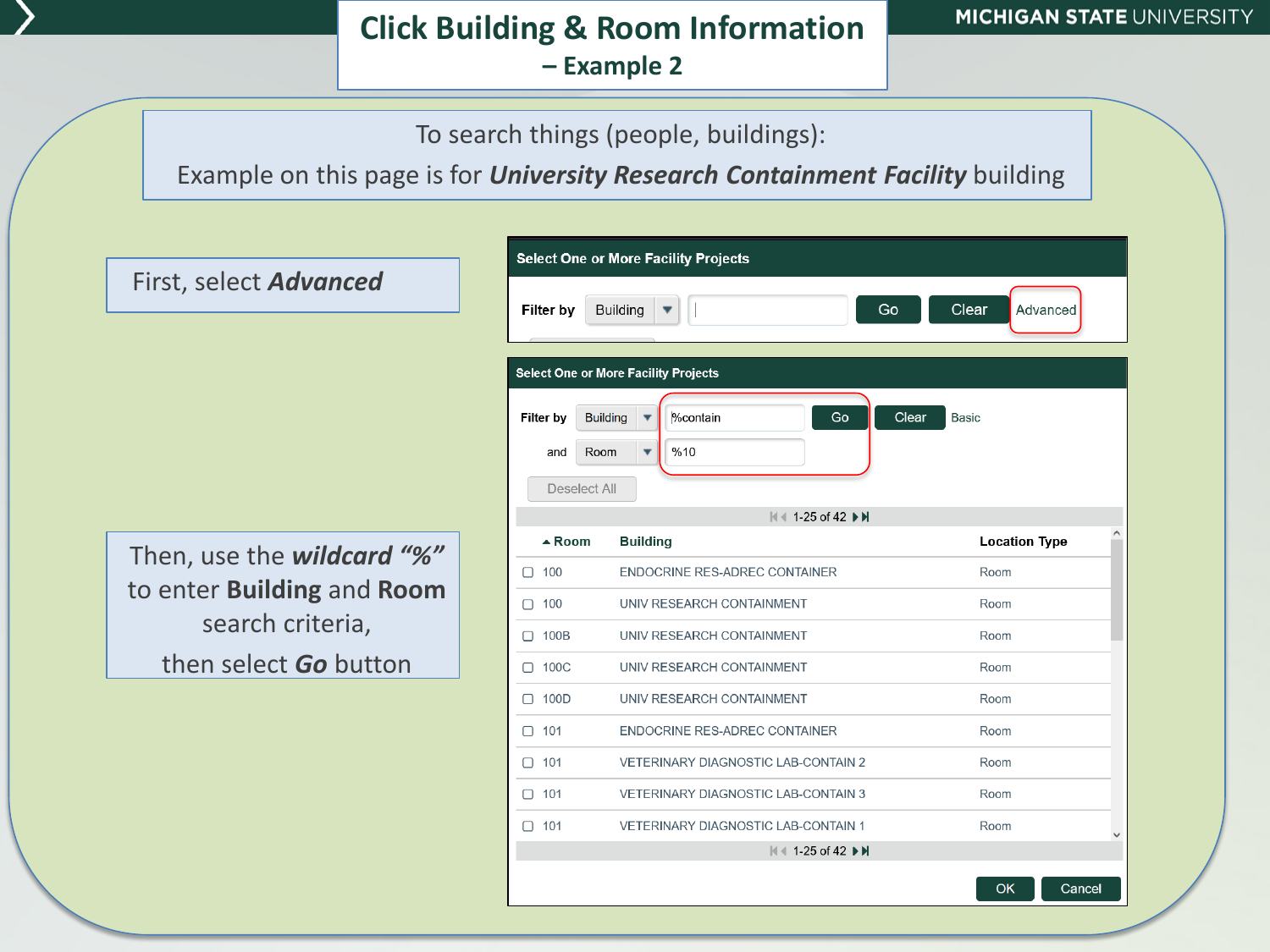# Click Building & Room Information – Example 2

To search things (people, buildings):
Example on this page is for ***University Research Containment Facility*** building

First, select ***Advanced***

**Select One or More Facility Projects**

Filter by | Building | | Go | Clear | Advanced

**Select One or More Facility Projects**

Filter by | Building | %contain | Go | Clear | Basic

and | Room | %10

Deselect All

1-25 of 42

| Room | Building | Location Type |
|---|---|---|
| 100 | ENDOCRINE RES-ADREC CONTAINER | Room |
| 100 | UNIV RESEARCH CONTAINMENT | Room |
| 100B | UNIV RESEARCH CONTAINMENT | Room |
| 100C | UNIV RESEARCH CONTAINMENT | Room |
| 100D | UNIV RESEARCH CONTAINMENT | Room |
| 101 | ENDOCRINE RES-ADREC CONTAINER | Room |
| 101 | VETERINARY DIAGNOSTIC LAB-CONTAIN 2 | Room |
| 101 | VETERINARY DIAGNOSTIC LAB-CONTAIN 3 | Room |
| 101 | VETERINARY DIAGNOSTIC LAB-CONTAIN 1 | Room |

1-25 of 42

OK | Cancel

Then, use the ***wildcard "%"*** to enter **Building** and **Room** search criteria,

then select ***Go*** button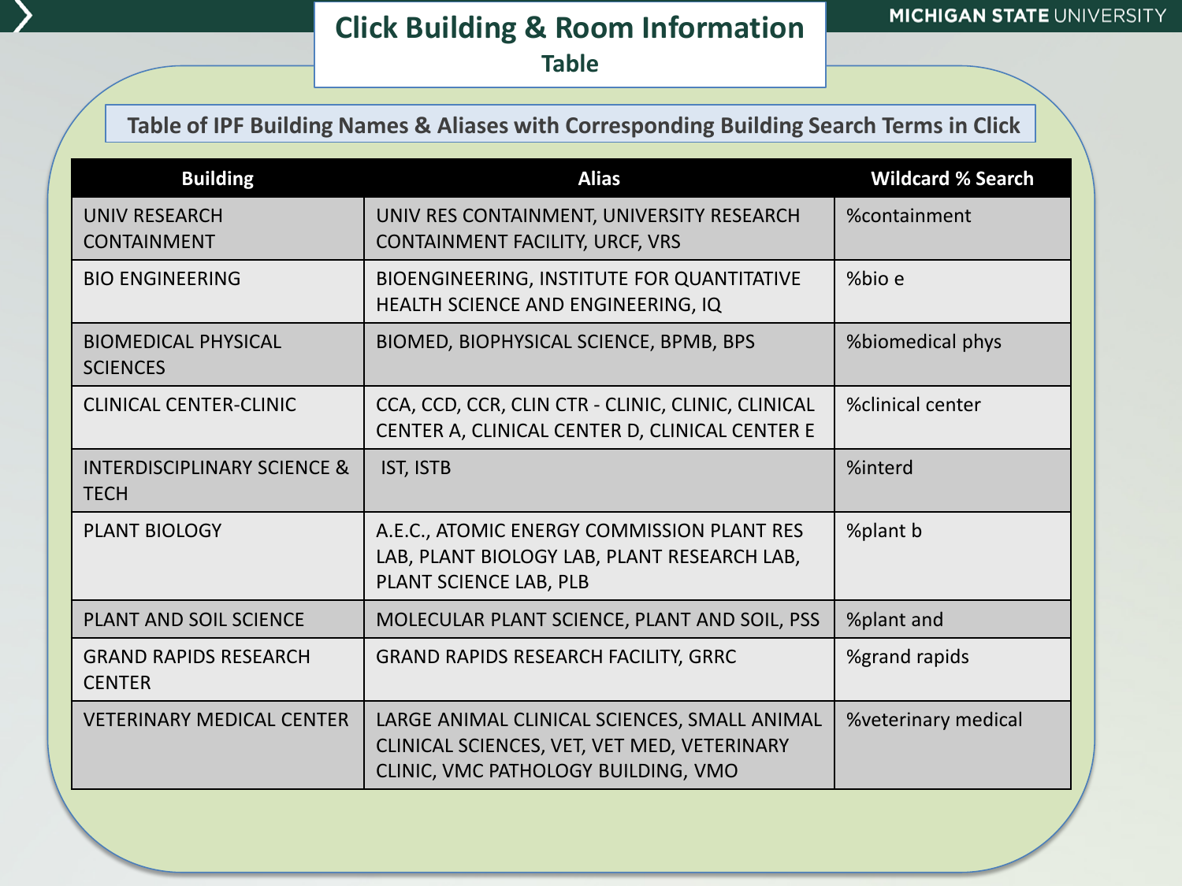# Click Building & Room Information

## Table

### Table of IPF Building Names & Aliases with Corresponding Building Search Terms in Click

| Building | Alias | Wildcard % Search |
|---|---|---|
| UNIV RESEARCH CONTAINMENT | UNIV RES CONTAINMENT, UNIVERSITY RESEARCH CONTAINMENT FACILITY, URCF, VRS | %containment |
| BIO ENGINEERING | BIOENGINEERING, INSTITUTE FOR QUANTITATIVE HEALTH SCIENCE AND ENGINEERING, IQ | %bio e |
| BIOMEDICAL PHYSICAL SCIENCES | BIOMED, BIOPHYSICAL SCIENCE, BPMB, BPS | %biomedical phys |
| CLINICAL CENTER-CLINIC | CCA, CCD, CCR, CLIN CTR - CLINIC, CLINIC, CLINICAL CENTER A, CLINICAL CENTER D, CLINICAL CENTER E | %clinical center |
| INTERDISCIPLINARY SCIENCE & TECH | IST, ISTB | %interd |
| PLANT BIOLOGY | A.E.C., ATOMIC ENERGY COMMISSION PLANT RES LAB, PLANT BIOLOGY LAB, PLANT RESEARCH LAB, PLANT SCIENCE LAB, PLB | %plant b |
| PLANT AND SOIL SCIENCE | MOLECULAR PLANT SCIENCE, PLANT AND SOIL, PSS | %plant and |
| GRAND RAPIDS RESEARCH CENTER | GRAND RAPIDS RESEARCH FACILITY, GRRC | %grand rapids |
| VETERINARY MEDICAL CENTER | LARGE ANIMAL CLINICAL SCIENCES, SMALL ANIMAL CLINICAL SCIENCES, VET, VET MED, VETERINARY CLINIC, VMC PATHOLOGY BUILDING, VMO | %veterinary medical |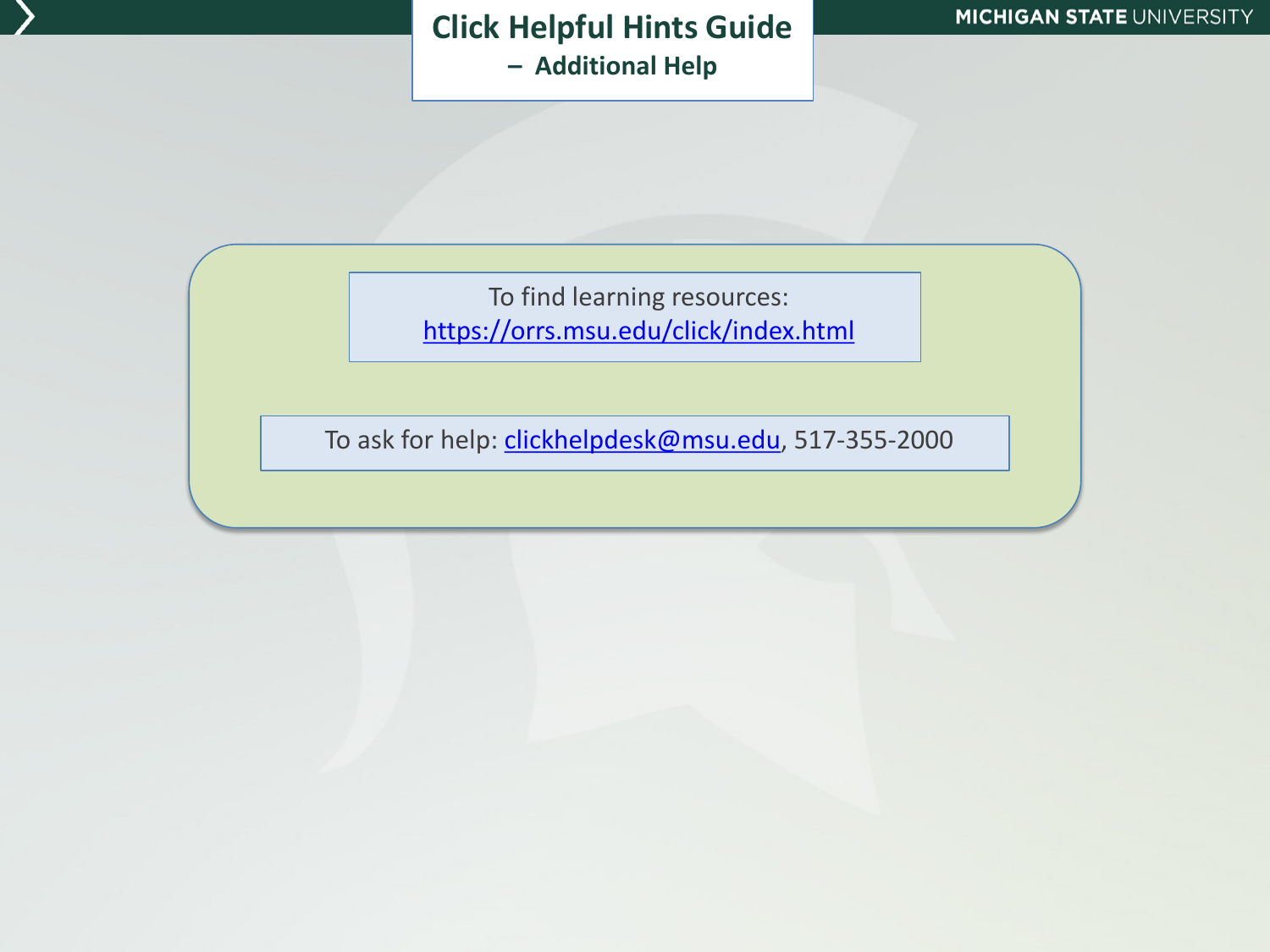# Click Helpful Hints Guide

## – Additional Help

To find learning resources:
https://orrs.msu.edu/click/index.html

To ask for help: clickhelpdesk@msu.edu, 517-355-2000